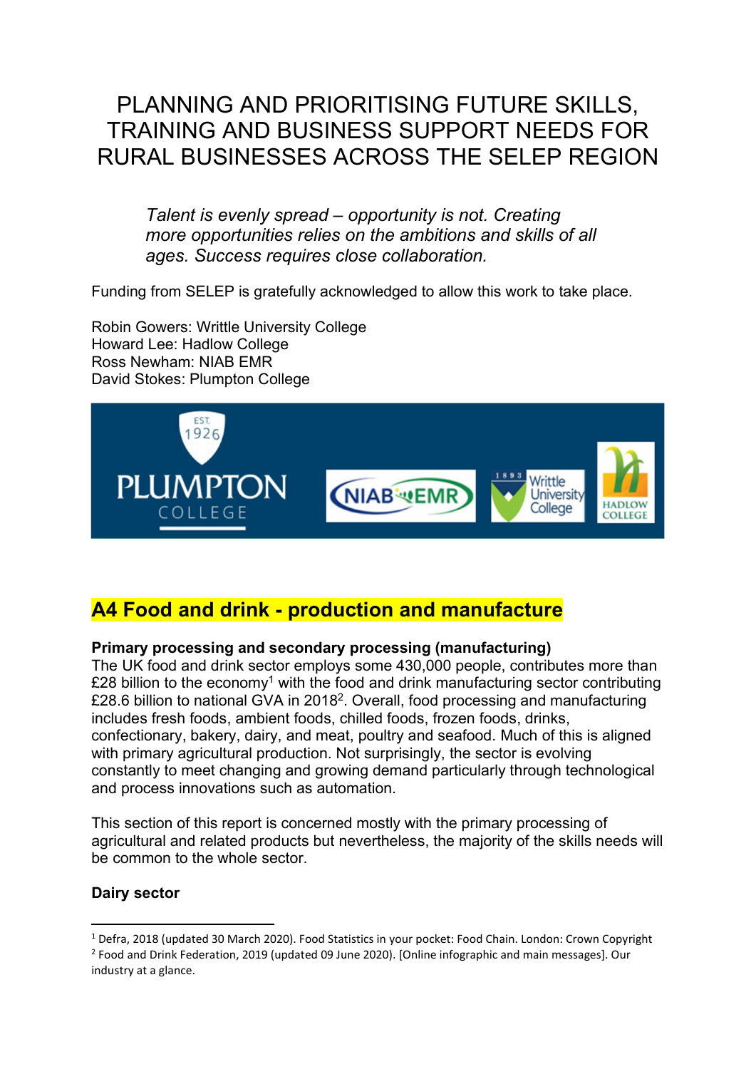# PLANNING AND PRIORITISING FUTURE SKILLS, TRAINING AND BUSINESS SUPPORT NEEDS FOR RURAL BUSINESSES ACROSS THE SELEP REGION

*Talent is evenly spread – opportunity is not. Creating more opportunities relies on the ambitions and skills of all ages. Success requires close collaboration.*

Funding from SELEP is gratefully acknowledged to allow this work to take place.

Robin Gowers: Writtle University College
Howard Lee: Hadlow College
Ross Newham: NIAB EMR
David Stokes: Plumpton College

## A4 Food and drink - production and manufacture

**Primary processing and secondary processing (manufacturing)**

The UK food and drink sector employs some 430,000 people, contributes more than £28 billion to the economy[1] with the food and drink manufacturing sector contributing £28.6 billion to national GVA in 2018[2]. Overall, food processing and manufacturing includes fresh foods, ambient foods, chilled foods, frozen foods, drinks, confectionary, bakery, dairy, and meat, poultry and seafood. Much of this is aligned with primary agricultural production. Not surprisingly, the sector is evolving constantly to meet changing and growing demand particularly through technological and process innovations such as automation.

This section of this report is concerned mostly with the primary processing of agricultural and related products but nevertheless, the majority of the skills needs will be common to the whole sector.

**Dairy sector**

[1] Defra, 2018 (updated 30 March 2020). Food Statistics in your pocket: Food Chain. London: Crown Copyright
[2] Food and Drink Federation, 2019 (updated 09 June 2020). [Online infographic and main messages]. Our industry at a glance.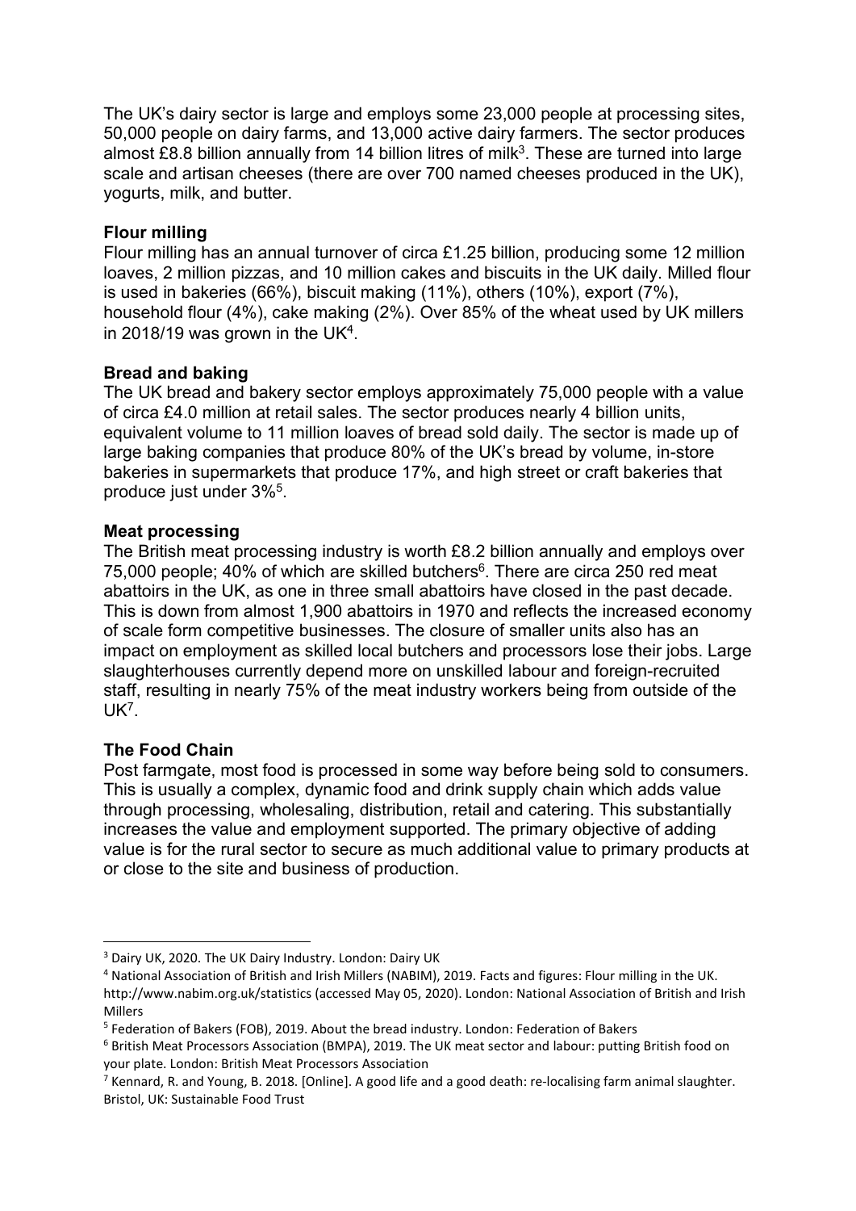The UK's dairy sector is large and employs some 23,000 people at processing sites, 50,000 people on dairy farms, and 13,000 active dairy farmers. The sector produces almost £8.8 billion annually from 14 billion litres of milk[3]. These are turned into large scale and artisan cheeses (there are over 700 named cheeses produced in the UK), yogurts, milk, and butter.

**Flour milling**

Flour milling has an annual turnover of circa £1.25 billion, producing some 12 million loaves, 2 million pizzas, and 10 million cakes and biscuits in the UK daily. Milled flour is used in bakeries (66%), biscuit making (11%), others (10%), export (7%), household flour (4%), cake making (2%). Over 85% of the wheat used by UK millers in 2018/19 was grown in the UK[4].

**Bread and baking**

The UK bread and bakery sector employs approximately 75,000 people with a value of circa £4.0 million at retail sales. The sector produces nearly 4 billion units, equivalent volume to 11 million loaves of bread sold daily. The sector is made up of large baking companies that produce 80% of the UK's bread by volume, in-store bakeries in supermarkets that produce 17%, and high street or craft bakeries that produce just under 3%[5].

**Meat processing**

The British meat processing industry is worth £8.2 billion annually and employs over 75,000 people; 40% of which are skilled butchers[6]. There are circa 250 red meat abattoirs in the UK, as one in three small abattoirs have closed in the past decade. This is down from almost 1,900 abattoirs in 1970 and reflects the increased economy of scale form competitive businesses. The closure of smaller units also has an impact on employment as skilled local butchers and processors lose their jobs. Large slaughterhouses currently depend more on unskilled labour and foreign-recruited staff, resulting in nearly 75% of the meat industry workers being from outside of the UK[7].

**The Food Chain**

Post farmgate, most food is processed in some way before being sold to consumers. This is usually a complex, dynamic food and drink supply chain which adds value through processing, wholesaling, distribution, retail and catering. This substantially increases the value and employment supported. The primary objective of adding value is for the rural sector to secure as much additional value to primary products at or close to the site and business of production.

---

[3] Dairy UK, 2020. The UK Dairy Industry. London: Dairy UK

[4] National Association of British and Irish Millers (NABIM), 2019. Facts and figures: Flour milling in the UK. http://www.nabim.org.uk/statistics (accessed May 05, 2020). London: National Association of British and Irish Millers

[5] Federation of Bakers (FOB), 2019. About the bread industry. London: Federation of Bakers

[6] British Meat Processors Association (BMPA), 2019. The UK meat sector and labour: putting British food on your plate. London: British Meat Processors Association

[7] Kennard, R. and Young, B. 2018. [Online]. A good life and a good death: re-localising farm animal slaughter. Bristol, UK: Sustainable Food Trust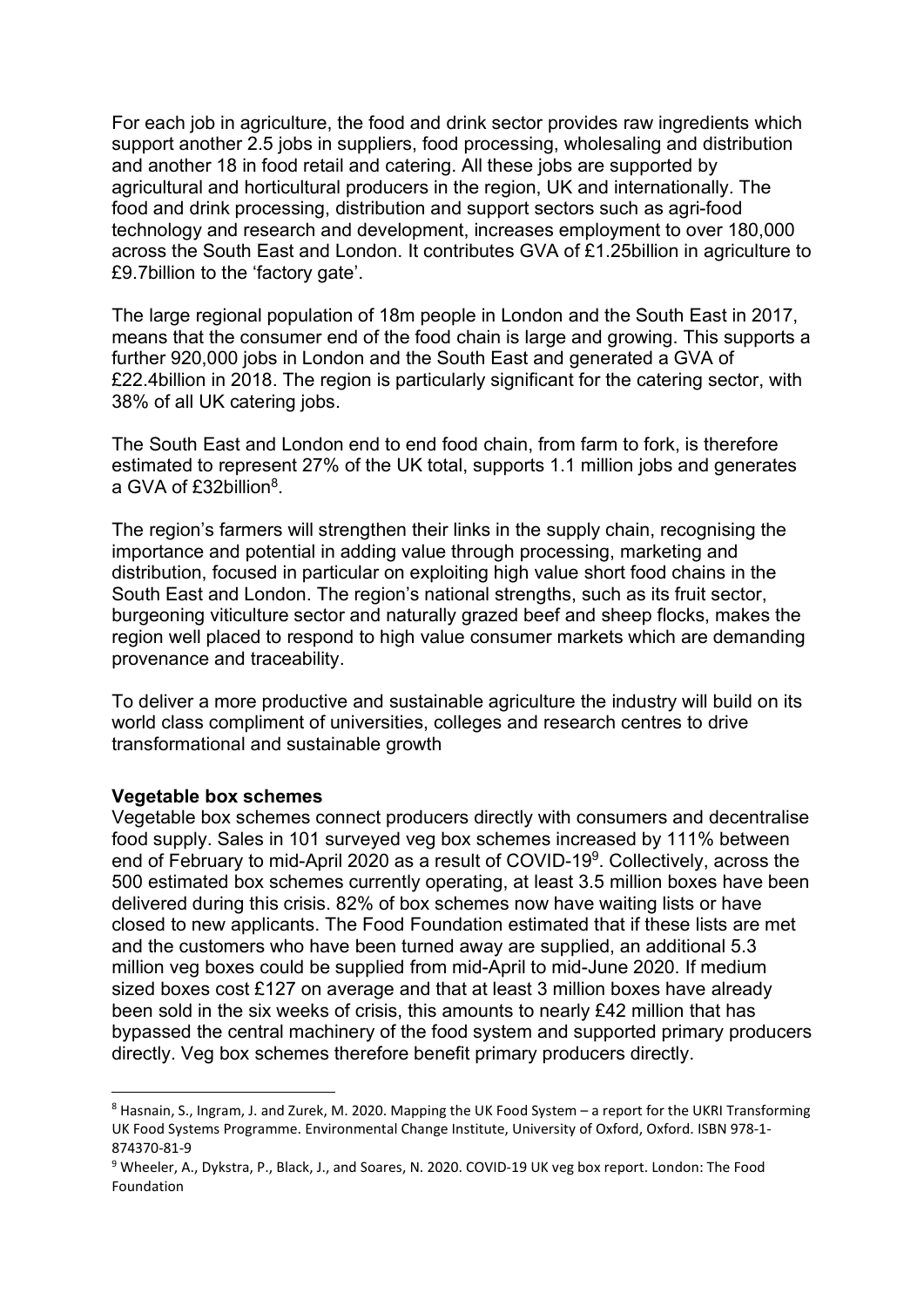For each job in agriculture, the food and drink sector provides raw ingredients which support another 2.5 jobs in suppliers, food processing, wholesaling and distribution and another 18 in food retail and catering. All these jobs are supported by agricultural and horticultural producers in the region, UK and internationally. The food and drink processing, distribution and support sectors such as agri-food technology and research and development, increases employment to over 180,000 across the South East and London. It contributes GVA of £1.25billion in agriculture to £9.7billion to the 'factory gate'.

The large regional population of 18m people in London and the South East in 2017, means that the consumer end of the food chain is large and growing. This supports a further 920,000 jobs in London and the South East and generated a GVA of £22.4billion in 2018. The region is particularly significant for the catering sector, with 38% of all UK catering jobs.

The South East and London end to end food chain, from farm to fork, is therefore estimated to represent 27% of the UK total, supports 1.1 million jobs and generates a GVA of £32billion[8].

The region's farmers will strengthen their links in the supply chain, recognising the importance and potential in adding value through processing, marketing and distribution, focused in particular on exploiting high value short food chains in the South East and London. The region's national strengths, such as its fruit sector, burgeoning viticulture sector and naturally grazed beef and sheep flocks, makes the region well placed to respond to high value consumer markets which are demanding provenance and traceability.

To deliver a more productive and sustainable agriculture the industry will build on its world class compliment of universities, colleges and research centres to drive transformational and sustainable growth

**Vegetable box schemes**

Vegetable box schemes connect producers directly with consumers and decentralise food supply. Sales in 101 surveyed veg box schemes increased by 111% between end of February to mid-April 2020 as a result of COVID-19[9]. Collectively, across the 500 estimated box schemes currently operating, at least 3.5 million boxes have been delivered during this crisis. 82% of box schemes now have waiting lists or have closed to new applicants. The Food Foundation estimated that if these lists are met and the customers who have been turned away are supplied, an additional 5.3 million veg boxes could be supplied from mid-April to mid-June 2020. If medium sized boxes cost £127 on average and that at least 3 million boxes have already been sold in the six weeks of crisis, this amounts to nearly £42 million that has bypassed the central machinery of the food system and supported primary producers directly. Veg box schemes therefore benefit primary producers directly.

---

[8] Hasnain, S., Ingram, J. and Zurek, M. 2020. Mapping the UK Food System – a report for the UKRI Transforming UK Food Systems Programme. Environmental Change Institute, University of Oxford, Oxford. ISBN 978-1-874370-81-9

[9] Wheeler, A., Dykstra, P., Black, J., and Soares, N. 2020. COVID-19 UK veg box report. London: The Food Foundation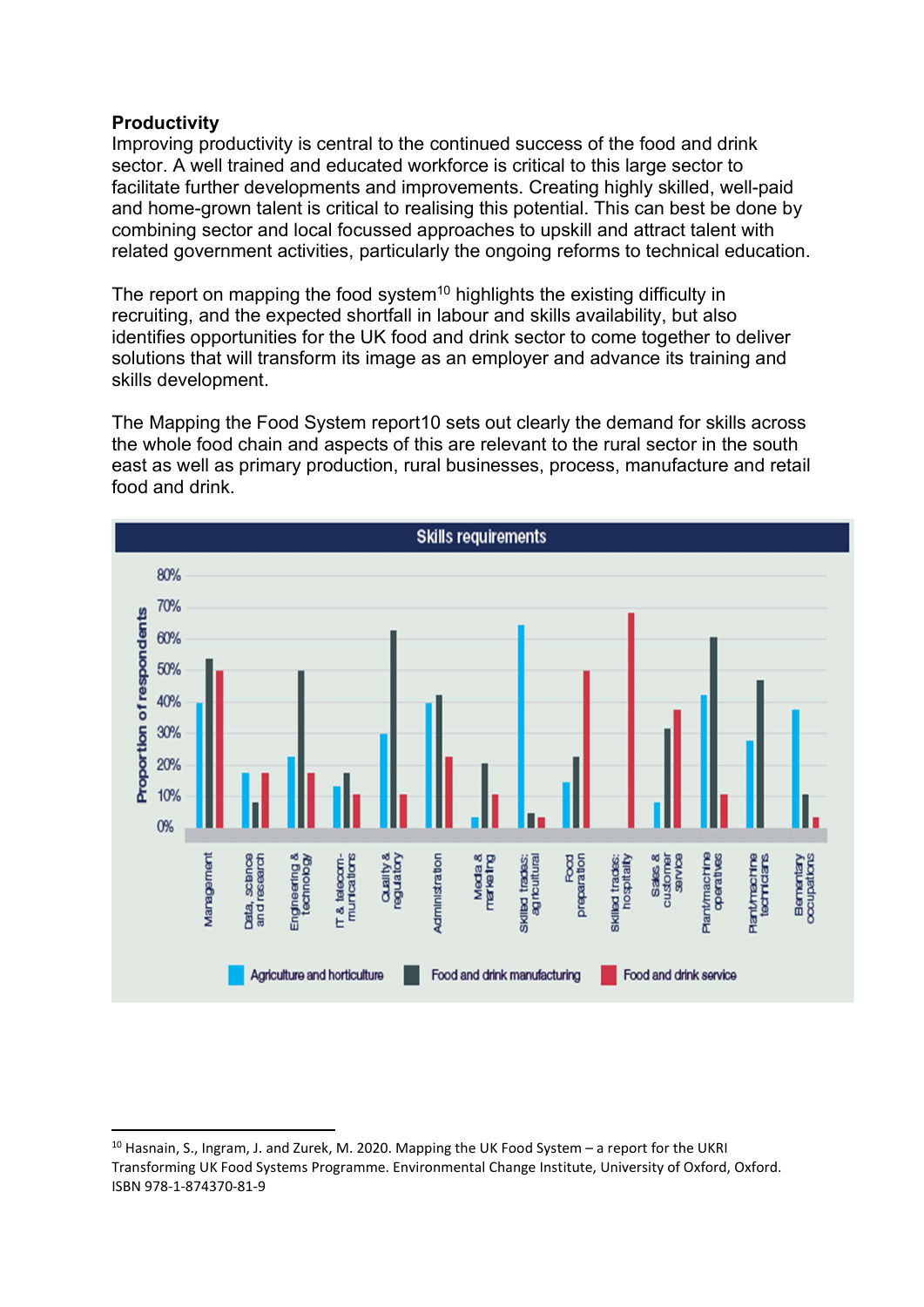**Productivity**

Improving productivity is central to the continued success of the food and drink sector. A well trained and educated workforce is critical to this large sector to facilitate further developments and improvements. Creating highly skilled, well-paid and home-grown talent is critical to realising this potential. This can best be done by combining sector and local focussed approaches to upskill and attract talent with related government activities, particularly the ongoing reforms to technical education.

The report on mapping the food system[10] highlights the existing difficulty in recruiting, and the expected shortfall in labour and skills availability, but also identifies opportunities for the UK food and drink sector to come together to deliver solutions that will transform its image as an employer and advance its training and skills development.

The Mapping the Food System report10 sets out clearly the demand for skills across the whole food chain and aspects of this are relevant to the rural sector in the south east as well as primary production, rural businesses, process, manufacture and retail food and drink.

**Skills requirements**

Proportion of respondents (0%–80%) by skill category: Management; Data, science and research; Engineering & technology; IT & telecom-munications; Quality & regulatory; Administration; Media & marketing; Skilled trades: agricultural; Food preparation; Skilled trades: hospitality; Sales & customer service; Plant/machine operatives; Plant/machine technicians; Elementary occupations.

Legend: Agriculture and horticulture; Food and drink manufacturing; Food and drink service

---

[10] Hasnain, S., Ingram, J. and Zurek, M. 2020. Mapping the UK Food System – a report for the UKRI Transforming UK Food Systems Programme. Environmental Change Institute, University of Oxford, Oxford. ISBN 978-1-874370-81-9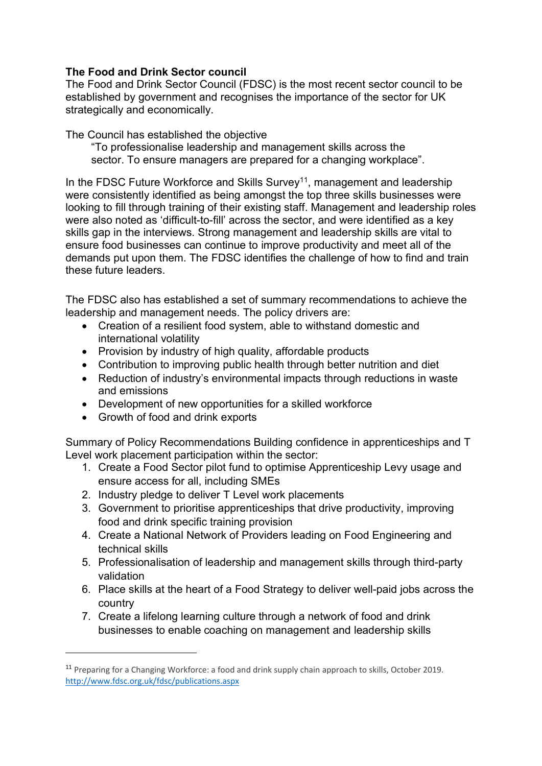**The Food and Drink Sector council**

The Food and Drink Sector Council (FDSC) is the most recent sector council to be established by government and recognises the importance of the sector for UK strategically and economically.

The Council has established the objective

> "To professionalise leadership and management skills across the sector. To ensure managers are prepared for a changing workplace".

In the FDSC Future Workforce and Skills Survey[11], management and leadership were consistently identified as being amongst the top three skills businesses were looking to fill through training of their existing staff. Management and leadership roles were also noted as 'difficult-to-fill' across the sector, and were identified as a key skills gap in the interviews. Strong management and leadership skills are vital to ensure food businesses can continue to improve productivity and meet all of the demands put upon them. The FDSC identifies the challenge of how to find and train these future leaders.

The FDSC also has established a set of summary recommendations to achieve the leadership and management needs. The policy drivers are:

- Creation of a resilient food system, able to withstand domestic and international volatility
- Provision by industry of high quality, affordable products
- Contribution to improving public health through better nutrition and diet
- Reduction of industry's environmental impacts through reductions in waste and emissions
- Development of new opportunities for a skilled workforce
- Growth of food and drink exports

Summary of Policy Recommendations Building confidence in apprenticeships and T Level work placement participation within the sector:

1. Create a Food Sector pilot fund to optimise Apprenticeship Levy usage and ensure access for all, including SMEs
2. Industry pledge to deliver T Level work placements
3. Government to prioritise apprenticeships that drive productivity, improving food and drink specific training provision
4. Create a National Network of Providers leading on Food Engineering and technical skills
5. Professionalisation of leadership and management skills through third-party validation
6. Place skills at the heart of a Food Strategy to deliver well-paid jobs across the country
7. Create a lifelong learning culture through a network of food and drink businesses to enable coaching on management and leadership skills

---

[11] Preparing for a Changing Workforce: a food and drink supply chain approach to skills, October 2019. http://www.fdsc.org.uk/fdsc/publications.aspx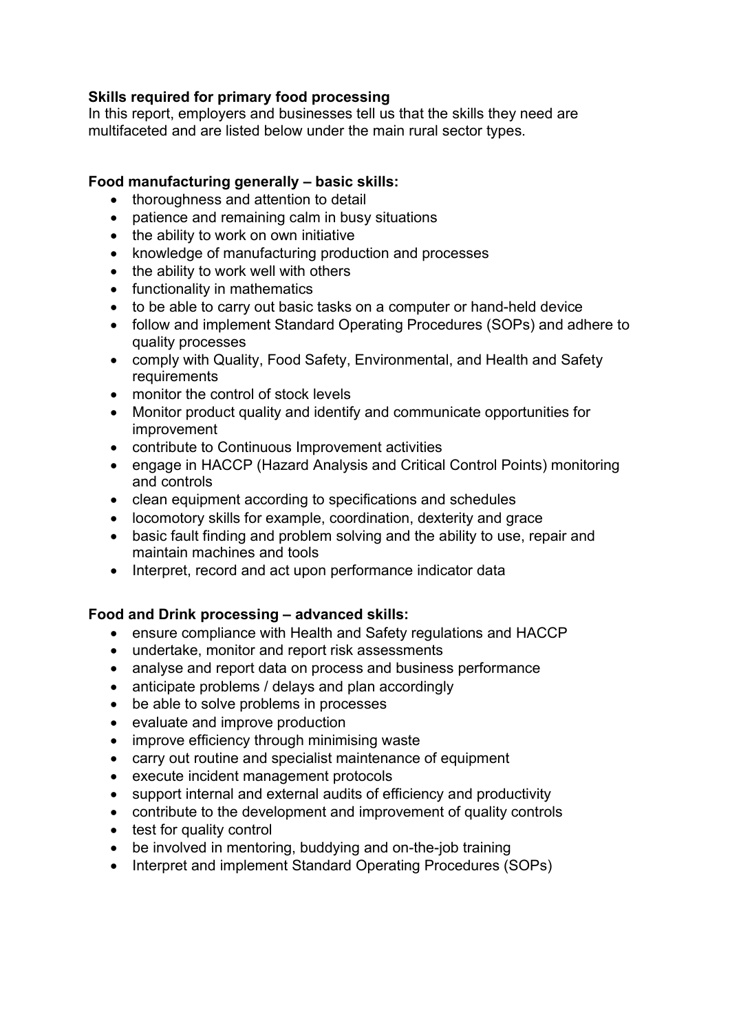**Skills required for primary food processing**

In this report, employers and businesses tell us that the skills they need are multifaceted and are listed below under the main rural sector types.

**Food manufacturing generally – basic skills:**

- thoroughness and attention to detail
- patience and remaining calm in busy situations
- the ability to work on own initiative
- knowledge of manufacturing production and processes
- the ability to work well with others
- functionality in mathematics
- to be able to carry out basic tasks on a computer or hand-held device
- follow and implement Standard Operating Procedures (SOPs) and adhere to quality processes
- comply with Quality, Food Safety, Environmental, and Health and Safety requirements
- monitor the control of stock levels
- Monitor product quality and identify and communicate opportunities for improvement
- contribute to Continuous Improvement activities
- engage in HACCP (Hazard Analysis and Critical Control Points) monitoring and controls
- clean equipment according to specifications and schedules
- locomotory skills for example, coordination, dexterity and grace
- basic fault finding and problem solving and the ability to use, repair and maintain machines and tools
- Interpret, record and act upon performance indicator data

**Food and Drink processing – advanced skills:**

- ensure compliance with Health and Safety regulations and HACCP
- undertake, monitor and report risk assessments
- analyse and report data on process and business performance
- anticipate problems / delays and plan accordingly
- be able to solve problems in processes
- evaluate and improve production
- improve efficiency through minimising waste
- carry out routine and specialist maintenance of equipment
- execute incident management protocols
- support internal and external audits of efficiency and productivity
- contribute to the development and improvement of quality controls
- test for quality control
- be involved in mentoring, buddying and on-the-job training
- Interpret and implement Standard Operating Procedures (SOPs)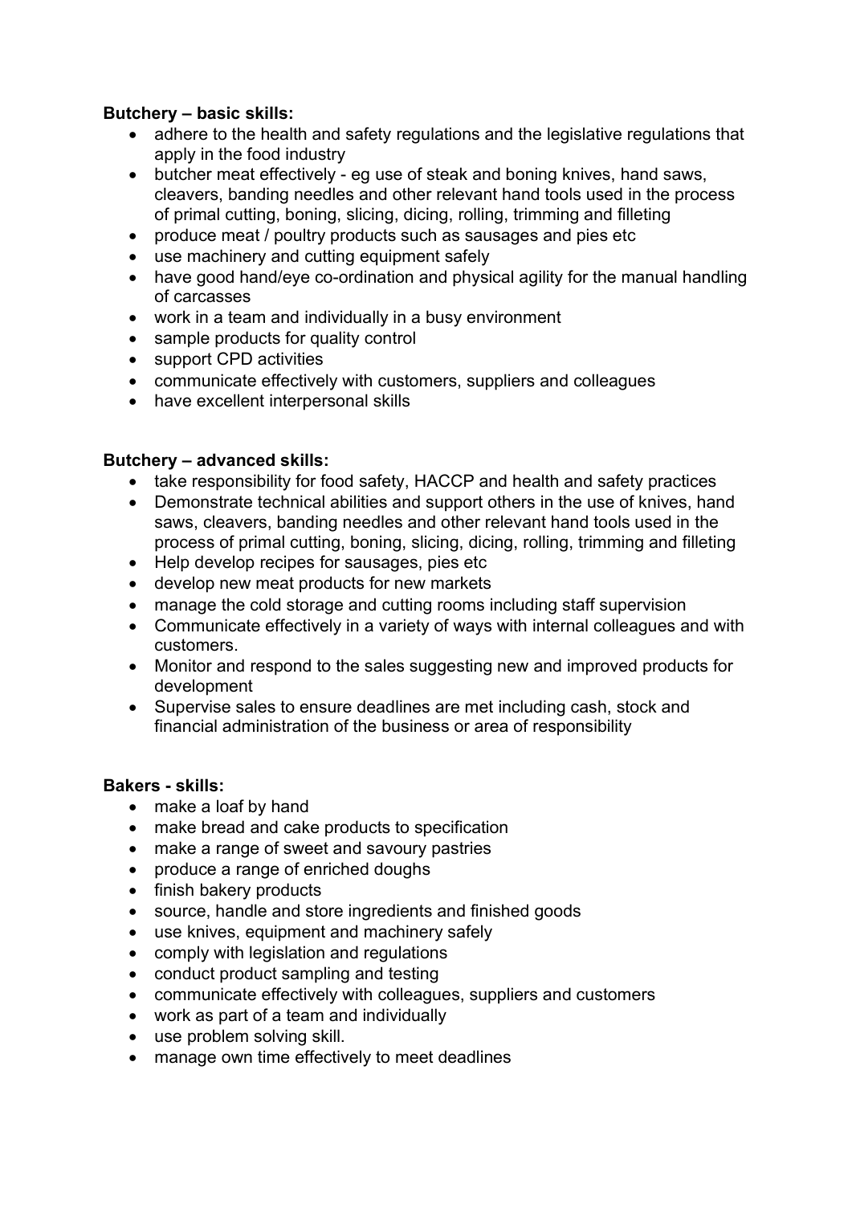**Butchery – basic skills:**

- adhere to the health and safety regulations and the legislative regulations that apply in the food industry
- butcher meat effectively - eg use of steak and boning knives, hand saws, cleavers, banding needles and other relevant hand tools used in the process of primal cutting, boning, slicing, dicing, rolling, trimming and filleting
- produce meat / poultry products such as sausages and pies etc
- use machinery and cutting equipment safely
- have good hand/eye co-ordination and physical agility for the manual handling of carcasses
- work in a team and individually in a busy environment
- sample products for quality control
- support CPD activities
- communicate effectively with customers, suppliers and colleagues
- have excellent interpersonal skills

**Butchery – advanced skills:**

- take responsibility for food safety, HACCP and health and safety practices
- Demonstrate technical abilities and support others in the use of knives, hand saws, cleavers, banding needles and other relevant hand tools used in the process of primal cutting, boning, slicing, dicing, rolling, trimming and filleting
- Help develop recipes for sausages, pies etc
- develop new meat products for new markets
- manage the cold storage and cutting rooms including staff supervision
- Communicate effectively in a variety of ways with internal colleagues and with customers.
- Monitor and respond to the sales suggesting new and improved products for development
- Supervise sales to ensure deadlines are met including cash, stock and financial administration of the business or area of responsibility

**Bakers - skills:**

- make a loaf by hand
- make bread and cake products to specification
- make a range of sweet and savoury pastries
- produce a range of enriched doughs
- finish bakery products
- source, handle and store ingredients and finished goods
- use knives, equipment and machinery safely
- comply with legislation and regulations
- conduct product sampling and testing
- communicate effectively with colleagues, suppliers and customers
- work as part of a team and individually
- use problem solving skill.
- manage own time effectively to meet deadlines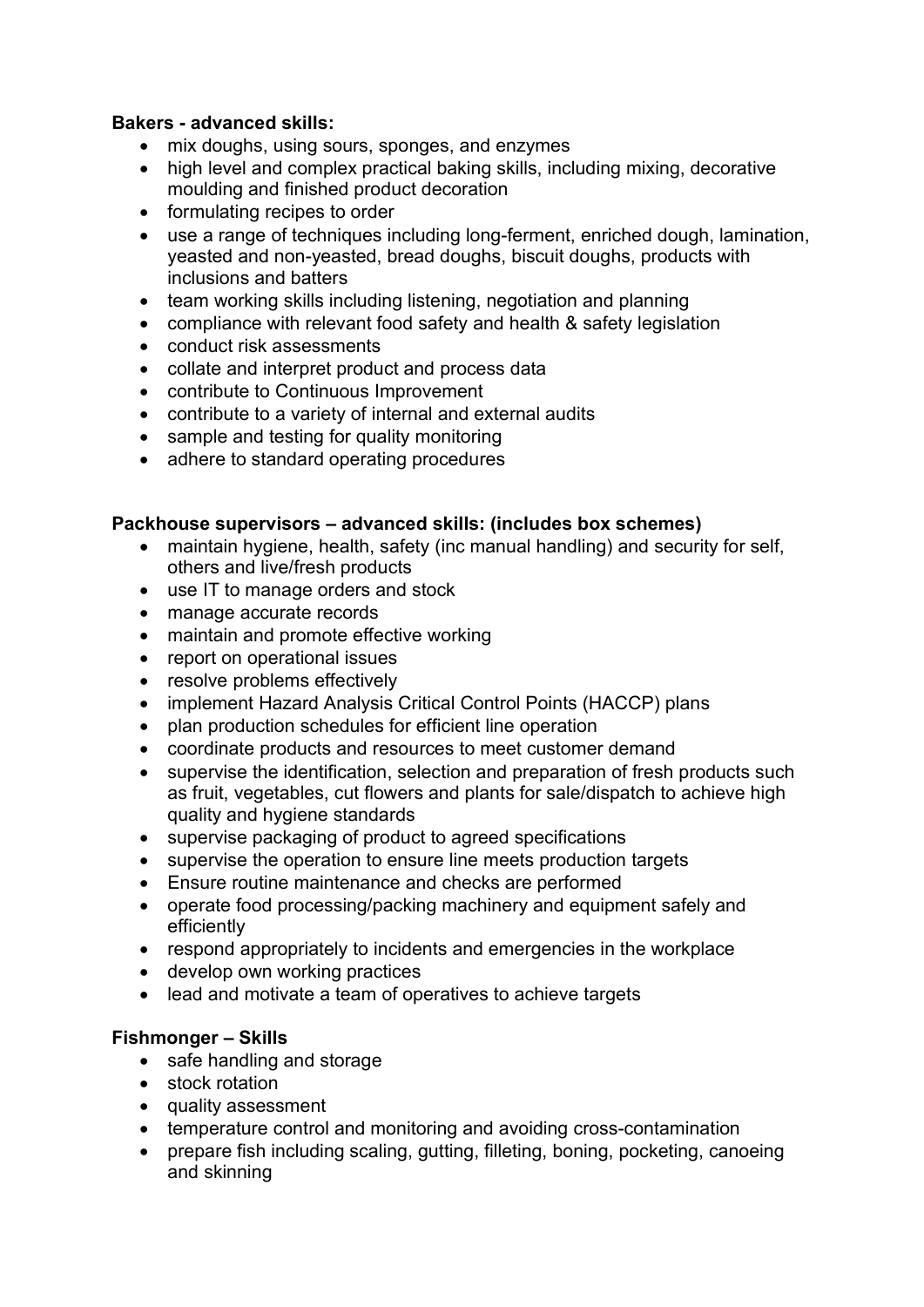**Bakers - advanced skills:**

- mix doughs, using sours, sponges, and enzymes
- high level and complex practical baking skills, including mixing, decorative moulding and finished product decoration
- formulating recipes to order
- use a range of techniques including long-ferment, enriched dough, lamination, yeasted and non-yeasted, bread doughs, biscuit doughs, products with inclusions and batters
- team working skills including listening, negotiation and planning
- compliance with relevant food safety and health & safety legislation
- conduct risk assessments
- collate and interpret product and process data
- contribute to Continuous Improvement
- contribute to a variety of internal and external audits
- sample and testing for quality monitoring
- adhere to standard operating procedures

**Packhouse supervisors – advanced skills: (includes box schemes)**

- maintain hygiene, health, safety (inc manual handling) and security for self, others and live/fresh products
- use IT to manage orders and stock
- manage accurate records
- maintain and promote effective working
- report on operational issues
- resolve problems effectively
- implement Hazard Analysis Critical Control Points (HACCP) plans
- plan production schedules for efficient line operation
- coordinate products and resources to meet customer demand
- supervise the identification, selection and preparation of fresh products such as fruit, vegetables, cut flowers and plants for sale/dispatch to achieve high quality and hygiene standards
- supervise packaging of product to agreed specifications
- supervise the operation to ensure line meets production targets
- Ensure routine maintenance and checks are performed
- operate food processing/packing machinery and equipment safely and efficiently
- respond appropriately to incidents and emergencies in the workplace
- develop own working practices
- lead and motivate a team of operatives to achieve targets

**Fishmonger – Skills**

- safe handling and storage
- stock rotation
- quality assessment
- temperature control and monitoring and avoiding cross-contamination
- prepare fish including scaling, gutting, filleting, boning, pocketing, canoeing and skinning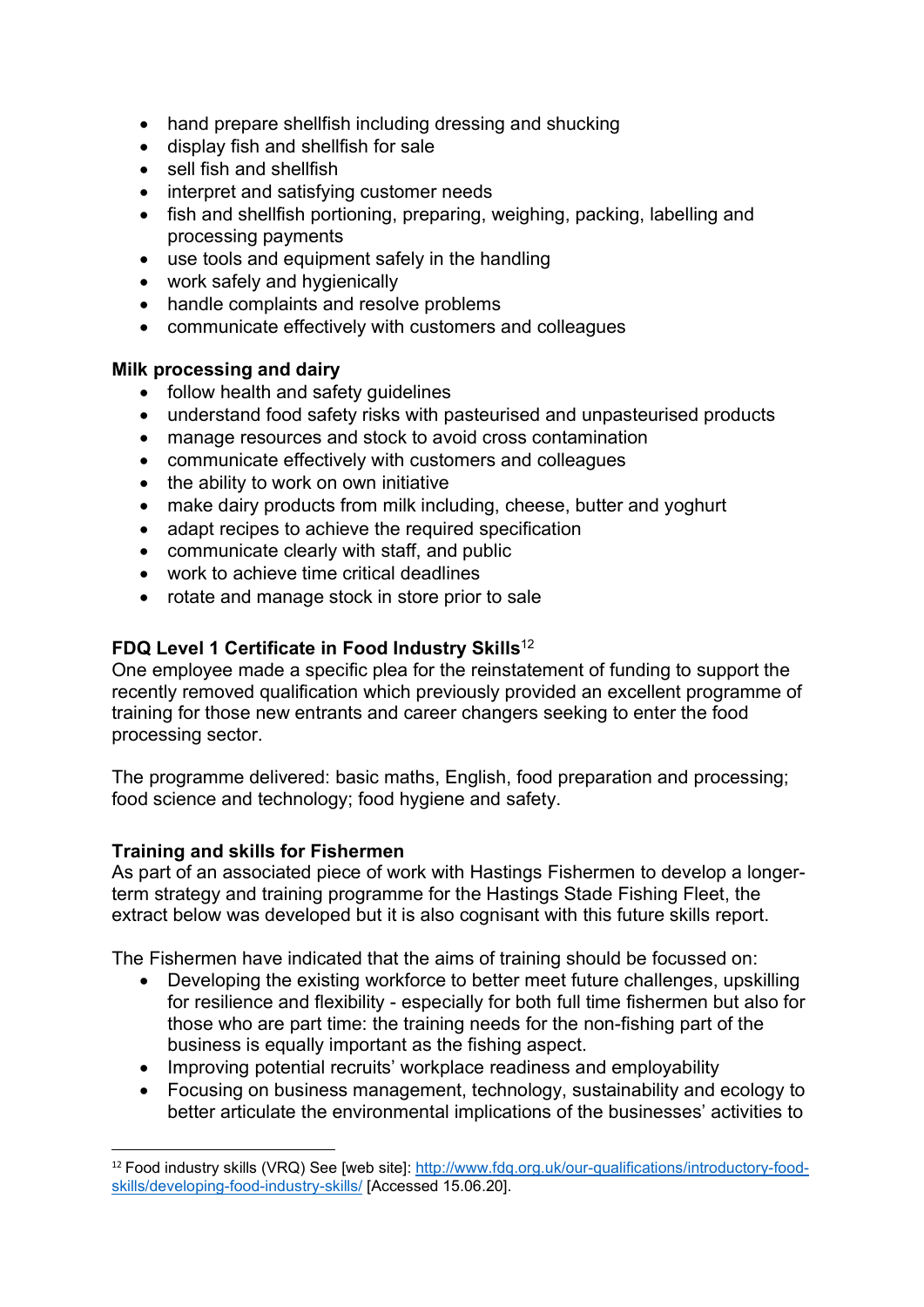- hand prepare shellfish including dressing and shucking
- display fish and shellfish for sale
- sell fish and shellfish
- interpret and satisfying customer needs
- fish and shellfish portioning, preparing, weighing, packing, labelling and processing payments
- use tools and equipment safely in the handling
- work safely and hygienically
- handle complaints and resolve problems
- communicate effectively with customers and colleagues

**Milk processing and dairy**

- follow health and safety guidelines
- understand food safety risks with pasteurised and unpasteurised products
- manage resources and stock to avoid cross contamination
- communicate effectively with customers and colleagues
- the ability to work on own initiative
- make dairy products from milk including, cheese, butter and yoghurt
- adapt recipes to achieve the required specification
- communicate clearly with staff, and public
- work to achieve time critical deadlines
- rotate and manage stock in store prior to sale

**FDQ Level 1 Certificate in Food Industry Skills**[12]

One employee made a specific plea for the reinstatement of funding to support the recently removed qualification which previously provided an excellent programme of training for those new entrants and career changers seeking to enter the food processing sector.

The programme delivered: basic maths, English, food preparation and processing; food science and technology; food hygiene and safety.

**Training and skills for Fishermen**

As part of an associated piece of work with Hastings Fishermen to develop a longer-term strategy and training programme for the Hastings Stade Fishing Fleet, the extract below was developed but it is also cognisant with this future skills report.

The Fishermen have indicated that the aims of training should be focussed on:

- Developing the existing workforce to better meet future challenges, upskilling for resilience and flexibility - especially for both full time fishermen but also for those who are part time: the training needs for the non-fishing part of the business is equally important as the fishing aspect.
- Improving potential recruits' workplace readiness and employability
- Focusing on business management, technology, sustainability and ecology to better articulate the environmental implications of the businesses' activities to

[12] Food industry skills (VRQ) See [web site]: http://www.fdq.org.uk/our-qualifications/introductory-food-skills/developing-food-industry-skills/ [Accessed 15.06.20].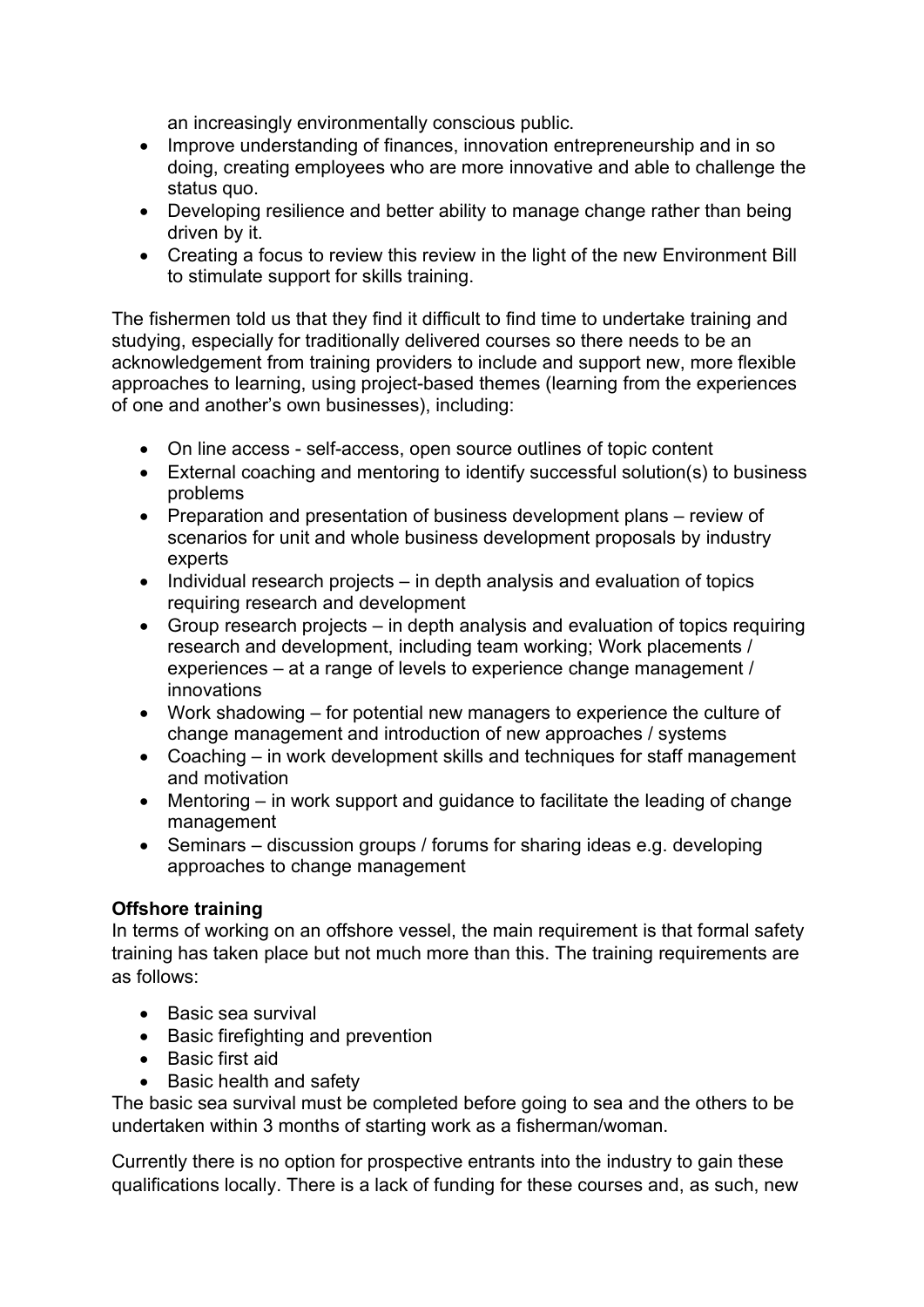an increasingly environmentally conscious public.

- Improve understanding of finances, innovation entrepreneurship and in so doing, creating employees who are more innovative and able to challenge the status quo.
- Developing resilience and better ability to manage change rather than being driven by it.
- Creating a focus to review this review in the light of the new Environment Bill to stimulate support for skills training.

The fishermen told us that they find it difficult to find time to undertake training and studying, especially for traditionally delivered courses so there needs to be an acknowledgement from training providers to include and support new, more flexible approaches to learning, using project-based themes (learning from the experiences of one and another's own businesses), including:

- On line access - self-access, open source outlines of topic content
- External coaching and mentoring to identify successful solution(s) to business problems
- Preparation and presentation of business development plans – review of scenarios for unit and whole business development proposals by industry experts
- Individual research projects – in depth analysis and evaluation of topics requiring research and development
- Group research projects – in depth analysis and evaluation of topics requiring research and development, including team working; Work placements / experiences – at a range of levels to experience change management / innovations
- Work shadowing – for potential new managers to experience the culture of change management and introduction of new approaches / systems
- Coaching – in work development skills and techniques for staff management and motivation
- Mentoring – in work support and guidance to facilitate the leading of change management
- Seminars – discussion groups / forums for sharing ideas e.g. developing approaches to change management

**Offshore training**

In terms of working on an offshore vessel, the main requirement is that formal safety training has taken place but not much more than this. The training requirements are as follows:

- Basic sea survival
- Basic firefighting and prevention
- Basic first aid
- Basic health and safety

The basic sea survival must be completed before going to sea and the others to be undertaken within 3 months of starting work as a fisherman/woman.

Currently there is no option for prospective entrants into the industry to gain these qualifications locally. There is a lack of funding for these courses and, as such, new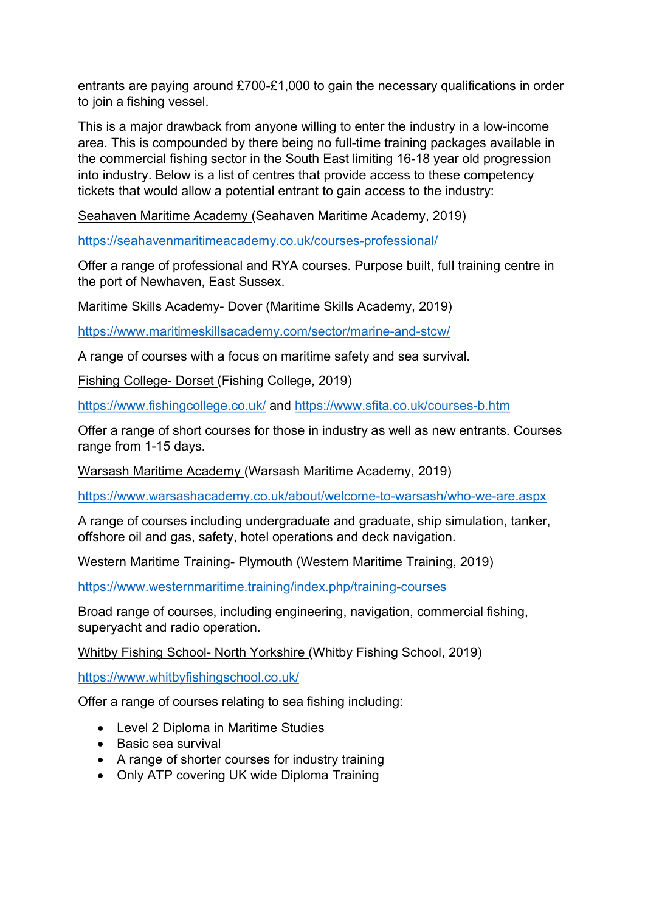entrants are paying around £700-£1,000 to gain the necessary qualifications in order to join a fishing vessel.

This is a major drawback from anyone willing to enter the industry in a low-income area. This is compounded by there being no full-time training packages available in the commercial fishing sector in the South East limiting 16-18 year old progression into industry. Below is a list of centres that provide access to these competency tickets that would allow a potential entrant to gain access to the industry:

Seahaven Maritime Academy (Seahaven Maritime Academy, 2019)

https://seahavenmaritimeacademy.co.uk/courses-professional/

Offer a range of professional and RYA courses. Purpose built, full training centre in the port of Newhaven, East Sussex.

Maritime Skills Academy- Dover (Maritime Skills Academy, 2019)

https://www.maritimeskillsacademy.com/sector/marine-and-stcw/

A range of courses with a focus on maritime safety and sea survival.

Fishing College- Dorset (Fishing College, 2019)

https://www.fishingcollege.co.uk/ and https://www.sfita.co.uk/courses-b.htm

Offer a range of short courses for those in industry as well as new entrants. Courses range from 1-15 days.

Warsash Maritime Academy (Warsash Maritime Academy, 2019)

https://www.warsashacademy.co.uk/about/welcome-to-warsash/who-we-are.aspx

A range of courses including undergraduate and graduate, ship simulation, tanker, offshore oil and gas, safety, hotel operations and deck navigation.

Western Maritime Training- Plymouth (Western Maritime Training, 2019)

https://www.westernmaritime.training/index.php/training-courses

Broad range of courses, including engineering, navigation, commercial fishing, superyacht and radio operation.

Whitby Fishing School- North Yorkshire (Whitby Fishing School, 2019)

https://www.whitbyfishingschool.co.uk/

Offer a range of courses relating to sea fishing including:

- Level 2 Diploma in Maritime Studies
- Basic sea survival
- A range of shorter courses for industry training
- Only ATP covering UK wide Diploma Training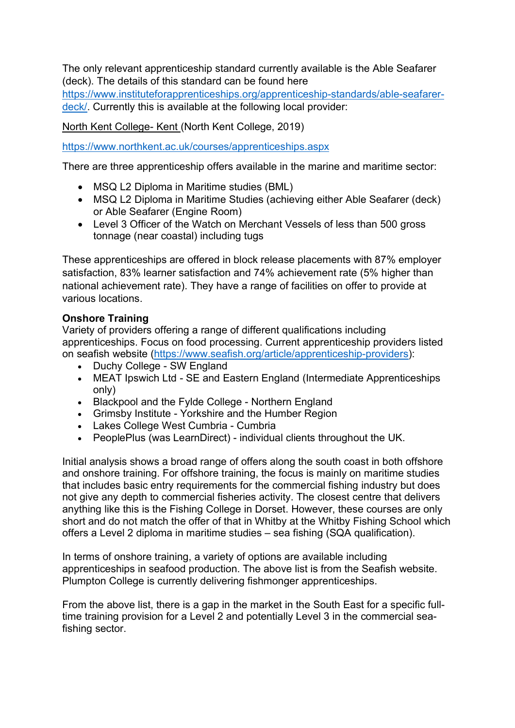The only relevant apprenticeship standard currently available is the Able Seafarer (deck). The details of this standard can be found here https://www.instituteforapprenticeships.org/apprenticeship-standards/able-seafarer-deck/. Currently this is available at the following local provider:

North Kent College- Kent (North Kent College, 2019)

https://www.northkent.ac.uk/courses/apprenticeships.aspx

There are three apprenticeship offers available in the marine and maritime sector:

- MSQ L2 Diploma in Maritime studies (BML)
- MSQ L2 Diploma in Maritime Studies (achieving either Able Seafarer (deck) or Able Seafarer (Engine Room)
- Level 3 Officer of the Watch on Merchant Vessels of less than 500 gross tonnage (near coastal) including tugs

These apprenticeships are offered in block release placements with 87% employer satisfaction, 83% learner satisfaction and 74% achievement rate (5% higher than national achievement rate). They have a range of facilities on offer to provide at various locations.

**Onshore Training**

Variety of providers offering a range of different qualifications including apprenticeships. Focus on food processing. Current apprenticeship providers listed on seafish website (https://www.seafish.org/article/apprenticeship-providers):

- Duchy College - SW England
- MEAT Ipswich Ltd - SE and Eastern England (Intermediate Apprenticeships only)
- Blackpool and the Fylde College - Northern England
- Grimsby Institute - Yorkshire and the Humber Region
- Lakes College West Cumbria - Cumbria
- PeoplePlus (was LearnDirect) - individual clients throughout the UK.

Initial analysis shows a broad range of offers along the south coast in both offshore and onshore training. For offshore training, the focus is mainly on maritime studies that includes basic entry requirements for the commercial fishing industry but does not give any depth to commercial fisheries activity. The closest centre that delivers anything like this is the Fishing College in Dorset. However, these courses are only short and do not match the offer of that in Whitby at the Whitby Fishing School which offers a Level 2 diploma in maritime studies – sea fishing (SQA qualification).

In terms of onshore training, a variety of options are available including apprenticeships in seafood production. The above list is from the Seafish website. Plumpton College is currently delivering fishmonger apprenticeships.

From the above list, there is a gap in the market in the South East for a specific full-time training provision for a Level 2 and potentially Level 3 in the commercial sea-fishing sector.